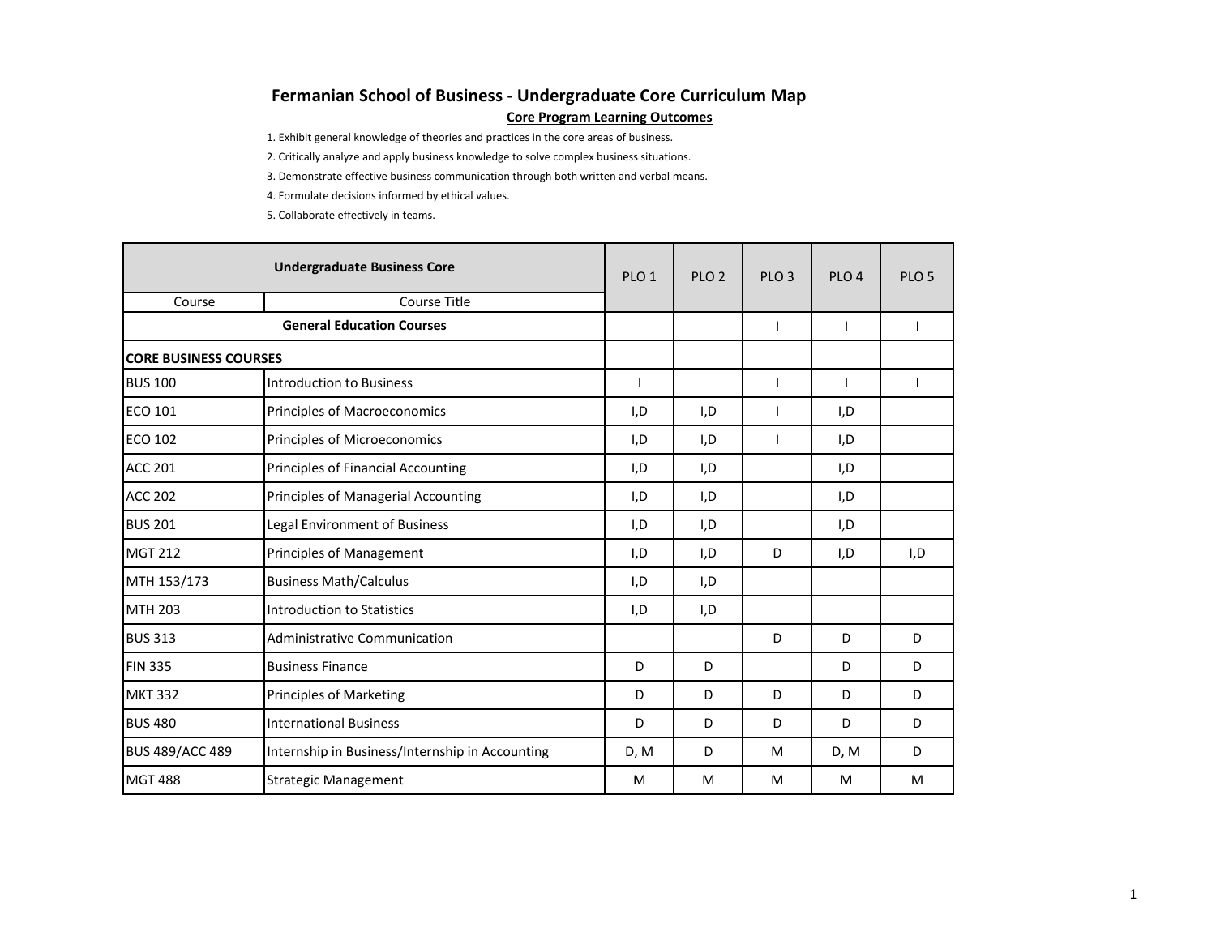# Fermanian School of Business - Undergraduate Core Curriculum Map

## Core Program Learning Outcomes

1. Exhibit general knowledge of theories and practices in the core areas of business.
2. Critically analyze and apply business knowledge to solve complex business situations.
3. Demonstrate effective business communication through both written and verbal means.
4. Formulate decisions informed by ethical values.
5. Collaborate effectively in teams.

| Undergraduate Business Core | | PLO 1 | PLO 2 | PLO 3 | PLO 4 | PLO 5 |
|---|---|---|---|---|---|---|
| Course | Course Title | | | | | |
| **General Education Courses** | | | | I | I | I |
| **CORE BUSINESS COURSES** | | | | | | |
| BUS 100 | Introduction to Business | I | | I | I | I |
| ECO 101 | Principles of Macroeconomics | I,D | I,D | I | I,D | |
| ECO 102 | Principles of Microeconomics | I,D | I,D | I | I,D | |
| ACC 201 | Principles of Financial Accounting | I,D | I,D | | I,D | |
| ACC 202 | Principles of Managerial Accounting | I,D | I,D | | I,D | |
| BUS 201 | Legal Environment of Business | I,D | I,D | | I,D | |
| MGT 212 | Principles of Management | I,D | I,D | D | I,D | I,D |
| MTH 153/173 | Business Math/Calculus | I,D | I,D | | | |
| MTH 203 | Introduction to Statistics | I,D | I,D | | | |
| BUS 313 | Administrative Communication | | | D | D | D |
| FIN 335 | Business Finance | D | D | | D | D |
| MKT 332 | Principles of Marketing | D | D | D | D | D |
| BUS 480 | International Business | D | D | D | D | D |
| BUS 489/ACC 489 | Internship in Business/Internship in Accounting | D, M | D | M | D, M | D |
| MGT 488 | Strategic Management | M | M | M | M | M |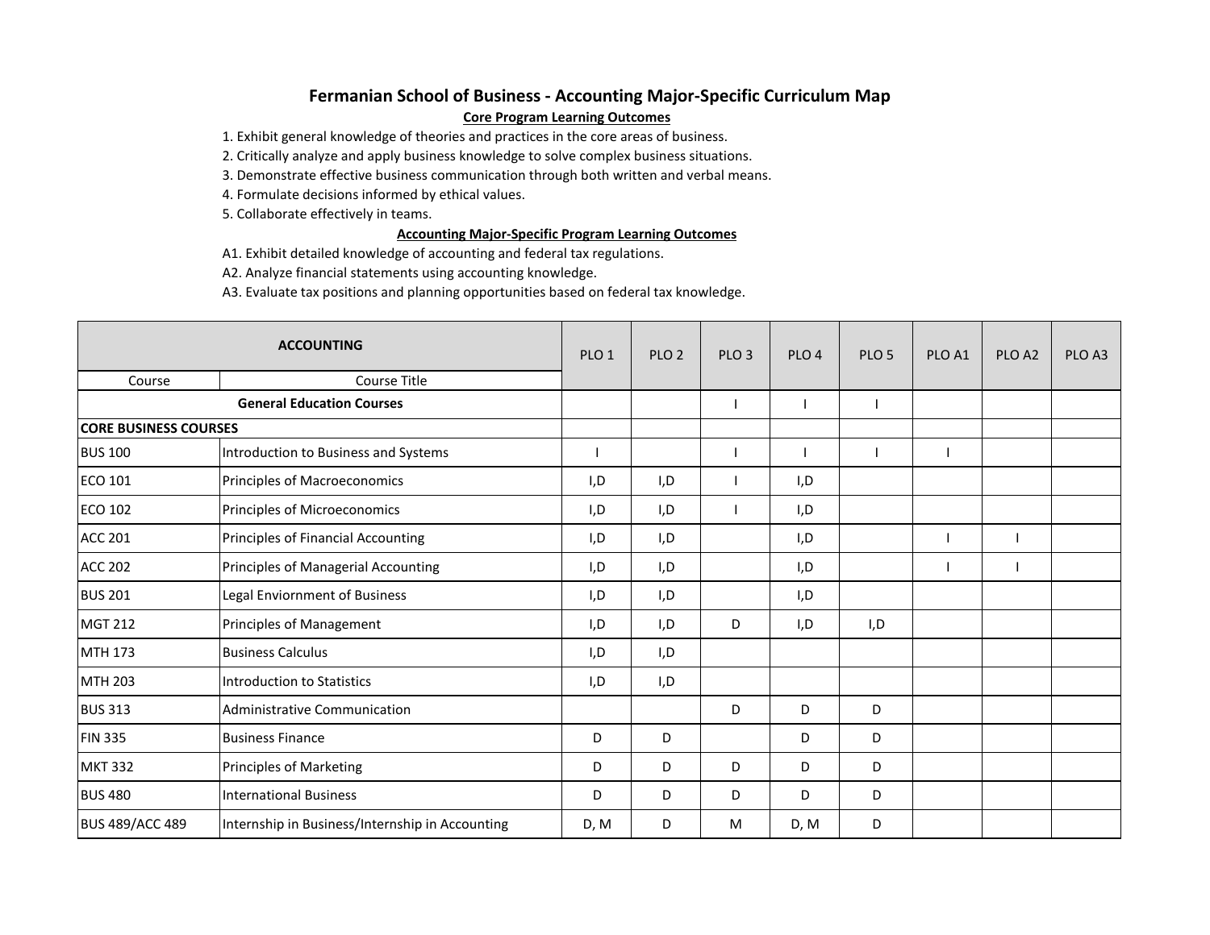# Fermanian School of Business - Accounting Major-Specific Curriculum Map

**Core Program Learning Outcomes**

1. Exhibit general knowledge of theories and practices in the core areas of business.
2. Critically analyze and apply business knowledge to solve complex business situations.
3. Demonstrate effective business communication through both written and verbal means.
4. Formulate decisions informed by ethical values.
5. Collaborate effectively in teams.

**Accounting Major-Specific Program Learning Outcomes**

A1. Exhibit detailed knowledge of accounting and federal tax regulations.
A2. Analyze financial statements using accounting knowledge.
A3. Evaluate tax positions and planning opportunities based on federal tax knowledge.

| ACCOUNTING | | PLO 1 | PLO 2 | PLO 3 | PLO 4 | PLO 5 | PLO A1 | PLO A2 | PLO A3 |
|---|---|---|---|---|---|---|---|---|---|
| Course | Course Title | | | | | | | | |
| **General Education Courses** | | | | I | I | I | | | |
| **CORE BUSINESS COURSES** | | | | | | | | | |
| BUS 100 | Introduction to Business and Systems | I | | I | I | I | I | | |
| ECO 101 | Principles of Macroeconomics | I,D | I,D | I | I,D | | | | |
| ECO 102 | Principles of Microeconomics | I,D | I,D | I | I,D | | | | |
| ACC 201 | Principles of Financial Accounting | I,D | I,D | | I,D | | I | I | |
| ACC 202 | Principles of Managerial Accounting | I,D | I,D | | I,D | | I | I | |
| BUS 201 | Legal Enviornment of Business | I,D | I,D | | I,D | | | | |
| MGT 212 | Principles of Management | I,D | I,D | D | I,D | I,D | | | |
| MTH 173 | Business Calculus | I,D | I,D | | | | | | |
| MTH 203 | Introduction to Statistics | I,D | I,D | | | | | | |
| BUS 313 | Administrative Communication | | | D | D | D | | | |
| FIN 335 | Business Finance | D | D | | D | D | | | |
| MKT 332 | Principles of Marketing | D | D | D | D | D | | | |
| BUS 480 | International Business | D | D | D | D | D | | | |
| BUS 489/ACC 489 | Internship in Business/Internship in Accounting | D, M | D | M | D, M | D | | | |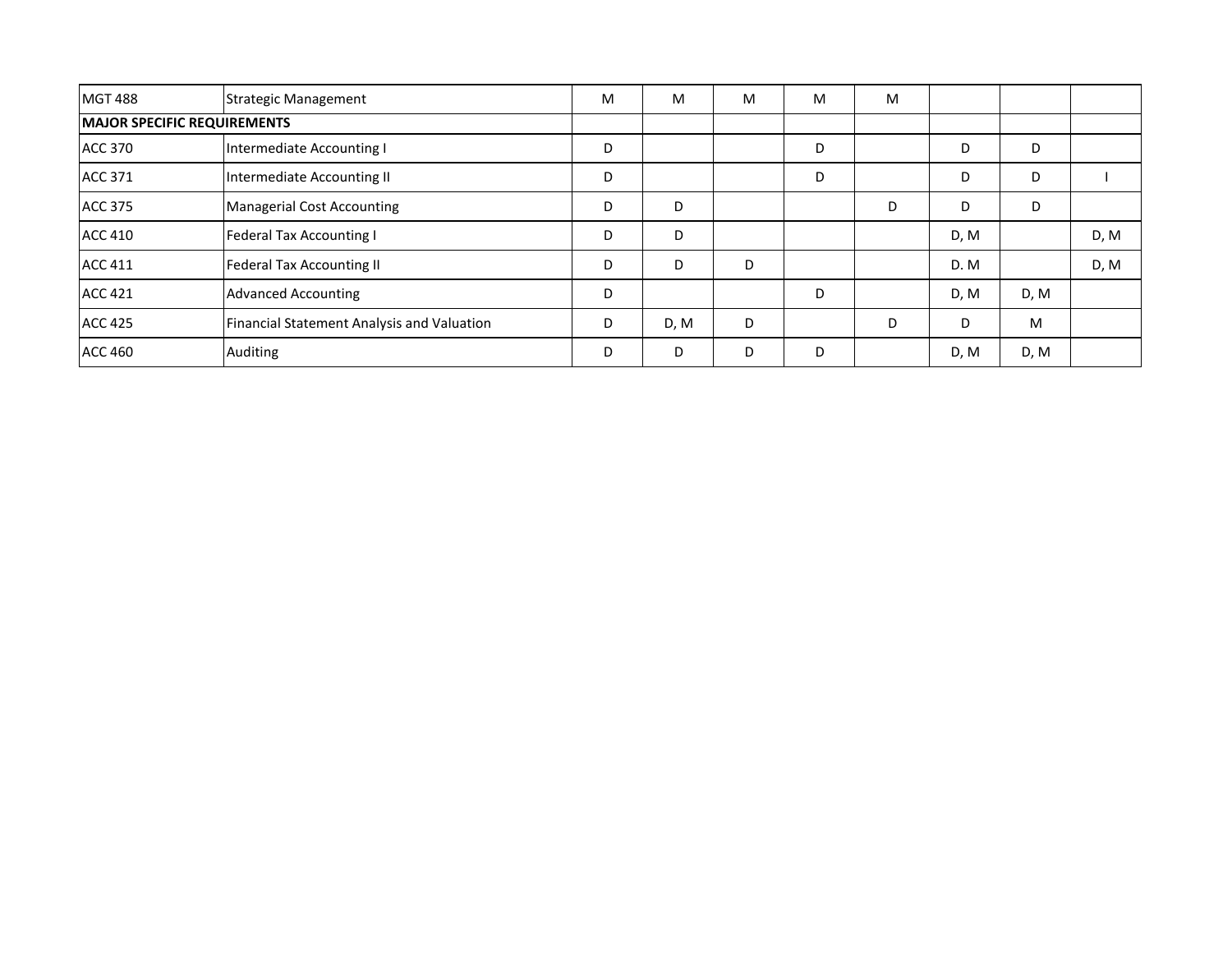| | | | | | | | | | |
|---|---|---|---|---|---|---|---|---|---|
| MGT 488 | Strategic Management | M | M | M | M | M | | | |
| **MAJOR SPECIFIC REQUIREMENTS** | | | | | | | | | |
| ACC 370 | Intermediate Accounting I | D | | | D | | D | D | |
| ACC 371 | Intermediate Accounting II | D | | | D | | D | D | I |
| ACC 375 | Managerial Cost Accounting | D | D | | | D | D | D | |
| ACC 410 | Federal Tax Accounting I | D | D | | | | D, M | | D, M |
| ACC 411 | Federal Tax Accounting II | D | D | D | | | D. M | | D, M |
| ACC 421 | Advanced Accounting | D | | | D | | D, M | D, M | |
| ACC 425 | Financial Statement Analysis and Valuation | D | D, M | D | | D | D | M | |
| ACC 460 | Auditing | D | D | D | D | | D, M | D, M | |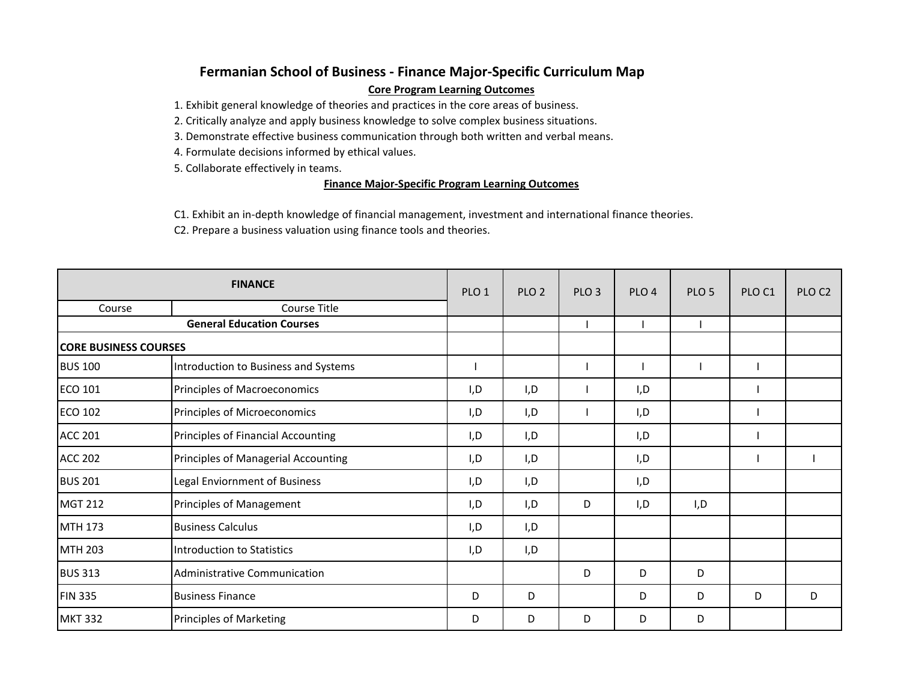# Fermanian School of Business - Finance Major-Specific Curriculum Map

**Core Program Learning Outcomes**

1. Exhibit general knowledge of theories and practices in the core areas of business.
2. Critically analyze and apply business knowledge to solve complex business situations.
3. Demonstrate effective business communication through both written and verbal means.
4. Formulate decisions informed by ethical values.
5. Collaborate effectively in teams.

**Finance Major-Specific Program Learning Outcomes**

C1. Exhibit an in-depth knowledge of financial management, investment and international finance theories.
C2. Prepare a business valuation using finance tools and theories.

| FINANCE | | PLO 1 | PLO 2 | PLO 3 | PLO 4 | PLO 5 | PLO C1 | PLO C2 |
|---|---|---|---|---|---|---|---|---|
| Course | Course Title | | | | | | | |
| **General Education Courses** | | | | I | I | I | | |
| **CORE BUSINESS COURSES** | | | | | | | | |
| BUS 100 | Introduction to Business and Systems | I | | I | I | I | I | |
| ECO 101 | Principles of Macroeconomics | I,D | I,D | I | I,D | | I | |
| ECO 102 | Principles of Microeconomics | I,D | I,D | I | I,D | | I | |
| ACC 201 | Principles of Financial Accounting | I,D | I,D | | I,D | | I | |
| ACC 202 | Principles of Managerial Accounting | I,D | I,D | | I,D | | I | I |
| BUS 201 | Legal Enviornment of Business | I,D | I,D | | I,D | | | |
| MGT 212 | Principles of Management | I,D | I,D | D | I,D | I,D | | |
| MTH 173 | Business Calculus | I,D | I,D | | | | | |
| MTH 203 | Introduction to Statistics | I,D | I,D | | | | | |
| BUS 313 | Administrative Communication | | | D | D | D | | |
| FIN 335 | Business Finance | D | D | | D | D | D | D |
| MKT 332 | Principles of Marketing | D | D | D | D | D | | |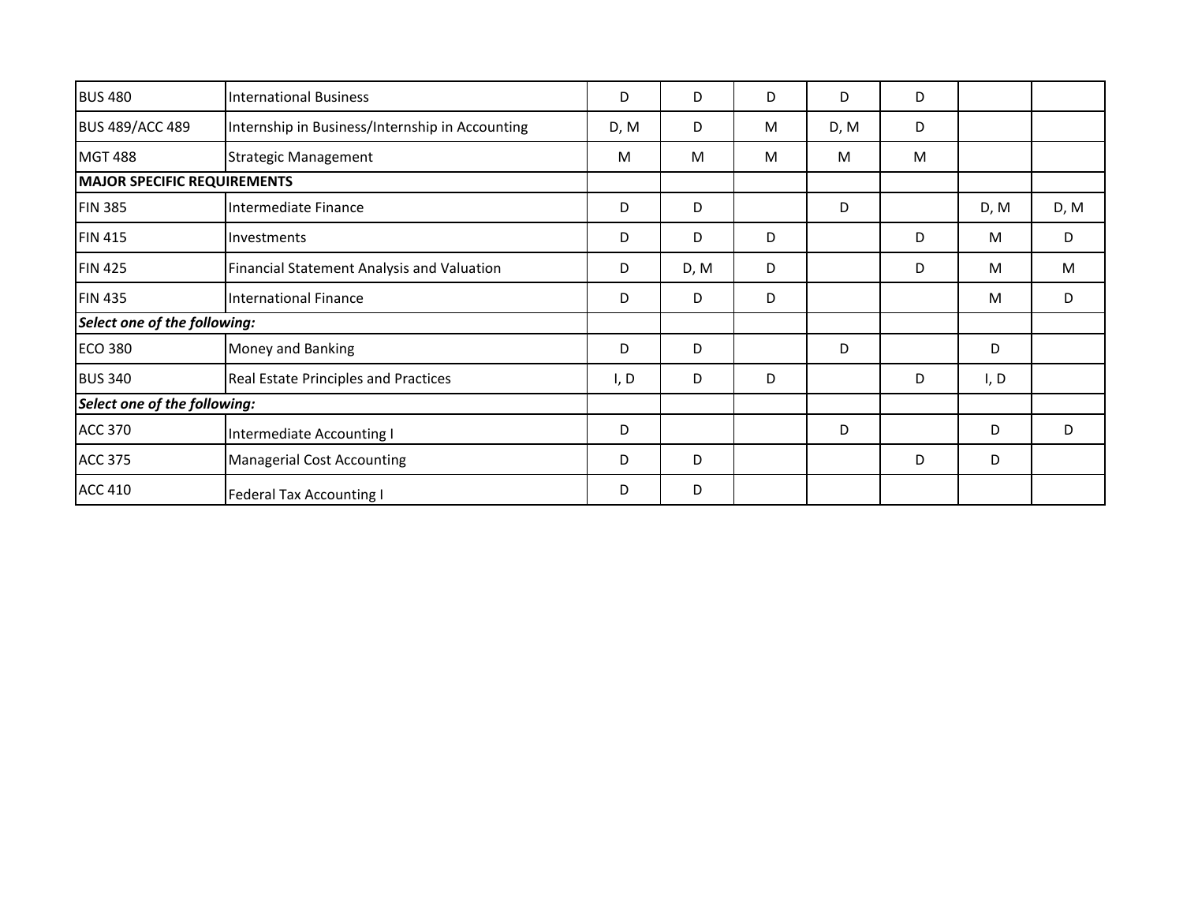| | | | | | | | | |
|---|---|---|---|---|---|---|---|---|
| BUS 480 | International Business | D | D | D | D | D | | |
| BUS 489/ACC 489 | Internship in Business/Internship in Accounting | D, M | D | M | D, M | D | | |
| MGT 488 | Strategic Management | M | M | M | M | M | | |
| **MAJOR SPECIFIC REQUIREMENTS** | | | | | | | | |
| FIN 385 | Intermediate Finance | D | D | | D | | D, M | D, M |
| FIN 415 | Investments | D | D | D | | D | M | D |
| FIN 425 | Financial Statement Analysis and Valuation | D | D, M | D | | D | M | M |
| FIN 435 | International Finance | D | D | D | | | M | D |
| ***Select one of the following:*** | | | | | | | | |
| ECO 380 | Money and Banking | D | D | | D | | D | |
| BUS 340 | Real Estate Principles and Practices | I, D | D | D | | D | I, D | |
| ***Select one of the following:*** | | | | | | | | |
| ACC 370 | Intermediate Accounting I | D | | | D | | D | D |
| ACC 375 | Managerial Cost Accounting | D | D | | | D | D | |
| ACC 410 | Federal Tax Accounting I | D | D | | | | | |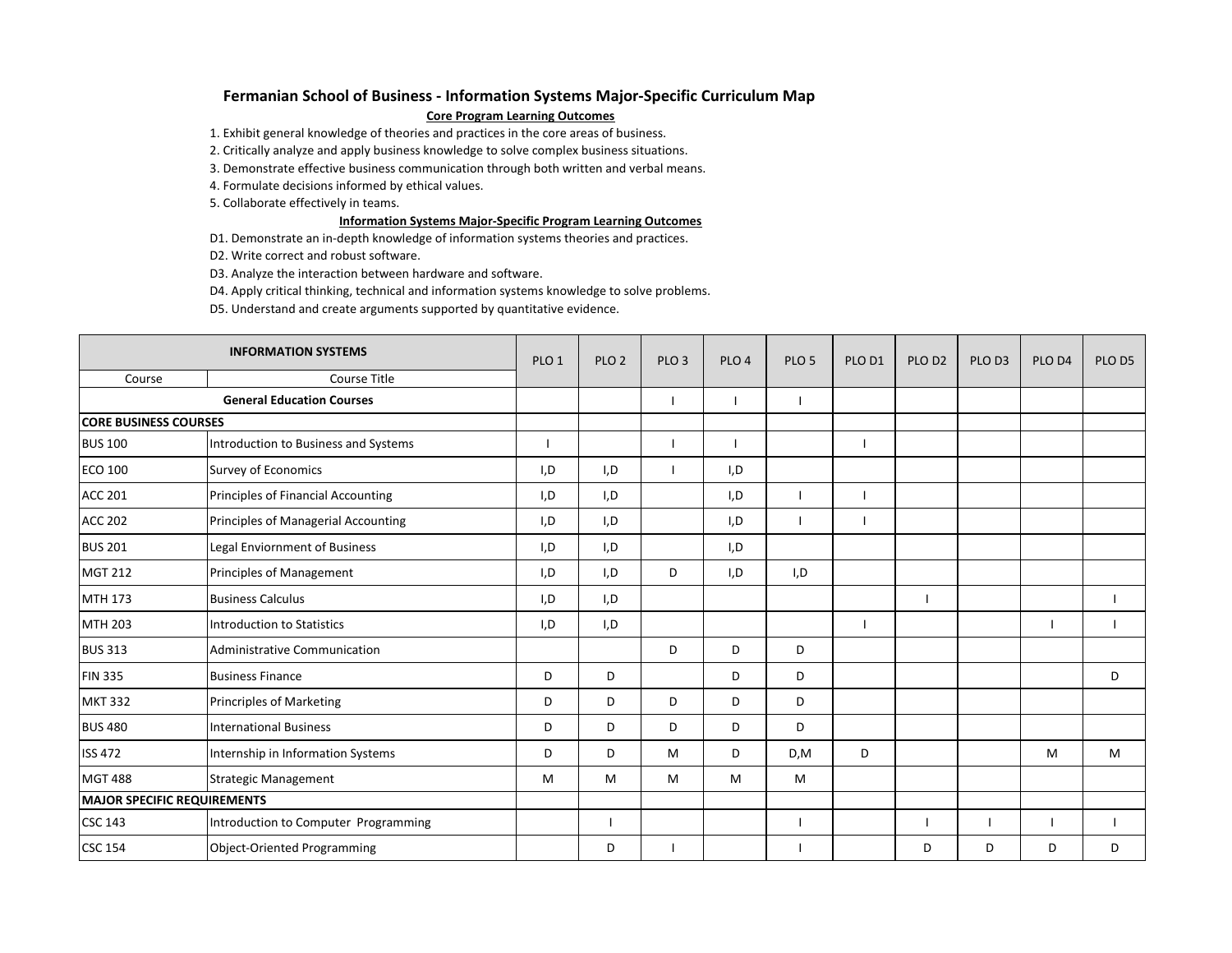## Fermanian School of Business - Information Systems Major-Specific Curriculum Map

**Core Program Learning Outcomes**

1. Exhibit general knowledge of theories and practices in the core areas of business.
2. Critically analyze and apply business knowledge to solve complex business situations.
3. Demonstrate effective business communication through both written and verbal means.
4. Formulate decisions informed by ethical values.
5. Collaborate effectively in teams.

**Information Systems Major-Specific Program Learning Outcomes**

D1. Demonstrate an in-depth knowledge of information systems theories and practices.
D2. Write correct and robust software.
D3. Analyze the interaction between hardware and software.
D4. Apply critical thinking, technical and information systems knowledge to solve problems.
D5. Understand and create arguments supported by quantitative evidence.

| INFORMATION SYSTEMS | | PLO 1 | PLO 2 | PLO 3 | PLO 4 | PLO 5 | PLO D1 | PLO D2 | PLO D3 | PLO D4 | PLO D5 |
|---|---|---|---|---|---|---|---|---|---|---|---|
| Course | Course Title | | | | | | | | | | |
| | **General Education Courses** | | | I | I | I | | | | | |
| **CORE BUSINESS COURSES** | | | | | | | | | | | |
| BUS 100 | Introduction to Business and Systems | I | | I | I | | I | | | | |
| ECO 100 | Survey of Economics | I,D | I,D | I | I,D | | | | | | |
| ACC 201 | Principles of Financial Accounting | I,D | I,D | | I,D | I | I | | | | |
| ACC 202 | Principles of Managerial Accounting | I,D | I,D | | I,D | I | I | | | | |
| BUS 201 | Legal Enviornment of Business | I,D | I,D | | I,D | | | | | | |
| MGT 212 | Principles of Management | I,D | I,D | D | I,D | I,D | | | | | |
| MTH 173 | Business Calculus | I,D | I,D | | | | | I | | | I |
| MTH 203 | Introduction to Statistics | I,D | I,D | | | | I | | | I | I |
| BUS 313 | Administrative Communication | | | D | D | D | | | | | |
| FIN 335 | Business Finance | D | D | | D | D | | | | | D |
| MKT 332 | Princriples of Marketing | D | D | D | D | D | | | | | |
| BUS 480 | International Business | D | D | D | D | D | | | | | |
| ISS 472 | Internship in Information Systems | D | D | M | D | D,M | D | | | M | M |
| MGT 488 | Strategic Management | M | M | M | M | M | | | | | |
| **MAJOR SPECIFIC REQUIREMENTS** | | | | | | | | | | | |
| CSC 143 | Introduction to Computer Programming | | I | | | I | | I | I | I | I |
| CSC 154 | Object-Oriented Programming | | D | I | | I | | D | D | D | D |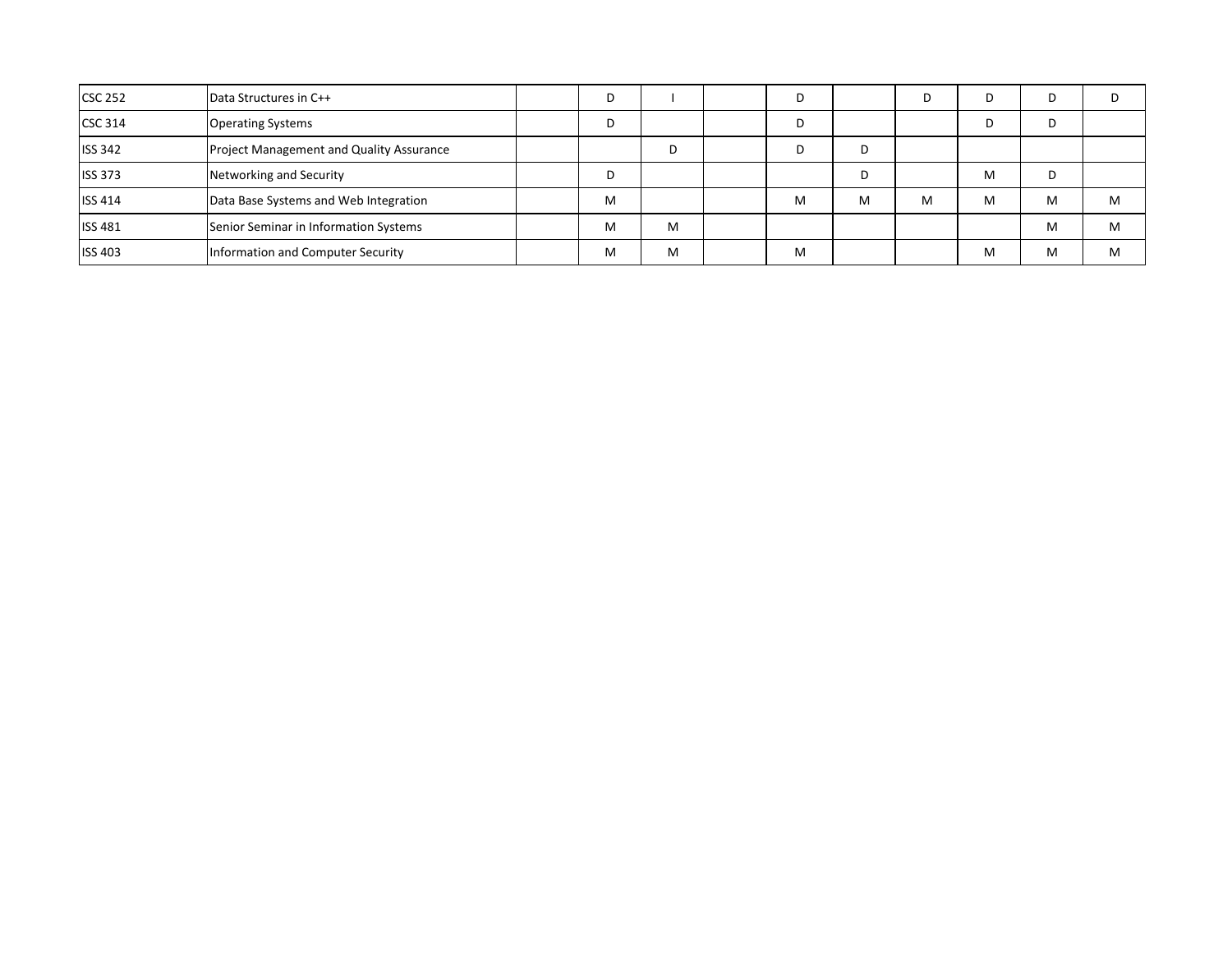| | | | | | | | | | | | |
|---|---|---|---|---|---|---|---|---|---|---|---|
| CSC 252 | Data Structures in C++ | | D | I | | D | | D | D | D | D |
| CSC 314 | Operating Systems | | D | | | D | | | D | D | |
| ISS 342 | Project Management and Quality Assurance | | | D | | D | D | | | | |
| ISS 373 | Networking and Security | | D | | | | D | | M | D | |
| ISS 414 | Data Base Systems and Web Integration | | M | | | M | M | M | M | M | M |
| ISS 481 | Senior Seminar in Information Systems | | M | M | | | | | | M | M |
| ISS 403 | Information and Computer Security | | M | M | | M | | | M | M | M |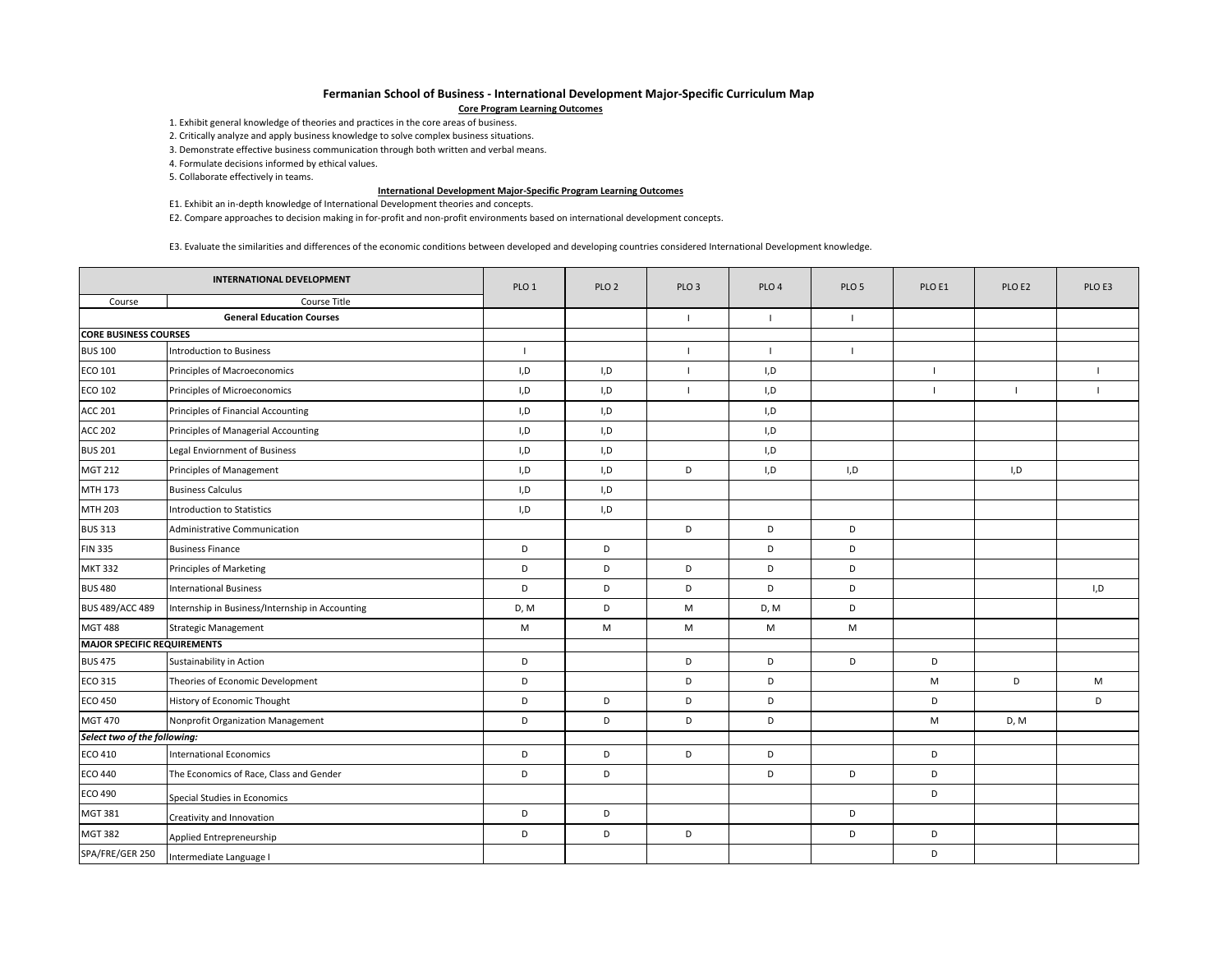# Fermanian School of Business - International Development Major-Specific Curriculum Map

**Core Program Learning Outcomes**

1. Exhibit general knowledge of theories and practices in the core areas of business.
2. Critically analyze and apply business knowledge to solve complex business situations.
3. Demonstrate effective business communication through both written and verbal means.
4. Formulate decisions informed by ethical values.
5. Collaborate effectively in teams.

**International Development Major-Specific Program Learning Outcomes**

E1. Exhibit an in-depth knowledge of International Development theories and concepts.

E2. Compare approaches to decision making in for-profit and non-profit environments based on international development concepts.

E3. Evaluate the similarities and differences of the economic conditions between developed and developing countries considered International Development knowledge.

| INTERNATIONAL DEVELOPMENT | | PLO 1 | PLO 2 | PLO 3 | PLO 4 | PLO 5 | PLO E1 | PLO E2 | PLO E3 |
|---|---|---|---|---|---|---|---|---|---|
| Course | Course Title | | | | | | | | |
| **General Education Courses** | | | | I | I | I | | | |
| **CORE BUSINESS COURSES** | | | | | | | | | |
| BUS 100 | Introduction to Business | I | | I | I | I | | | |
| ECO 101 | Principles of Macroeconomics | I,D | I,D | I | I,D | | I | | I |
| ECO 102 | Principles of Microeconomics | I,D | I,D | I | I,D | | I | I | I |
| ACC 201 | Principles of Financial Accounting | I,D | I,D | | I,D | | | | |
| ACC 202 | Principles of Managerial Accounting | I,D | I,D | | I,D | | | | |
| BUS 201 | Legal Enviornment of Business | I,D | I,D | | I,D | | | | |
| MGT 212 | Principles of Management | I,D | I,D | D | I,D | I,D | | I,D | |
| MTH 173 | Business Calculus | I,D | I,D | | | | | | |
| MTH 203 | Introduction to Statistics | I,D | I,D | | | | | | |
| BUS 313 | Administrative Communication | | | D | D | D | | | |
| FIN 335 | Business Finance | D | D | | D | D | | | |
| MKT 332 | Principles of Marketing | D | D | D | D | D | | | |
| BUS 480 | International Business | D | D | D | D | D | | | I,D |
| BUS 489/ACC 489 | Internship in Business/Internship in Accounting | D, M | D | M | D, M | D | | | |
| MGT 488 | Strategic Management | M | M | M | M | M | | | |
| **MAJOR SPECIFIC REQUIREMENTS** | | | | | | | | | |
| BUS 475 | Sustainability in Action | D | | D | D | D | D | | |
| ECO 315 | Theories of Economic Development | D | | D | D | | M | D | M |
| ECO 450 | History of Economic Thought | D | D | D | D | | D | | D |
| MGT 470 | Nonprofit Organization Management | D | D | D | D | | M | D, M | |
| ***Select two of the following:*** | | | | | | | | | |
| ECO 410 | International Economics | D | D | D | D | | D | | |
| ECO 440 | The Economics of Race, Class and Gender | D | D | | D | D | D | | |
| ECO 490 | Special Studies in Economics | | | | | | D | | |
| MGT 381 | Creativity and Innovation | D | D | | | D | | | |
| MGT 382 | Applied Entrepreneurship | D | D | D | | D | D | | |
| SPA/FRE/GER 250 | Intermediate Language I | | | | | | D | | |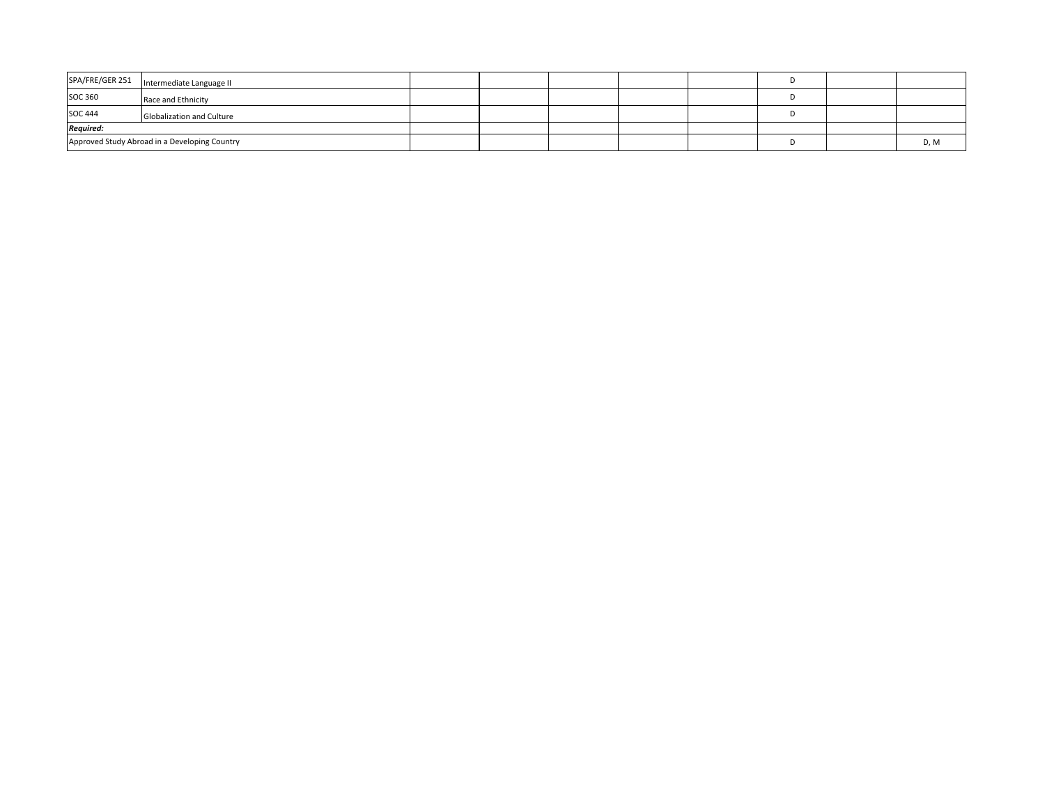| | | | | | | | | | |
|---|---|---|---|---|---|---|---|---|---|
| SPA/FRE/GER 251 | Intermediate Language II | | | | | | D | | |
| SOC 360 | Race and Ethnicity | | | | | | D | | |
| SOC 444 | Globalization and Culture | | | | | | D | | |
| ***Required:*** | | | | | | | | | |
| Approved Study Abroad in a Developing Country | | | | | | | D | | D, M |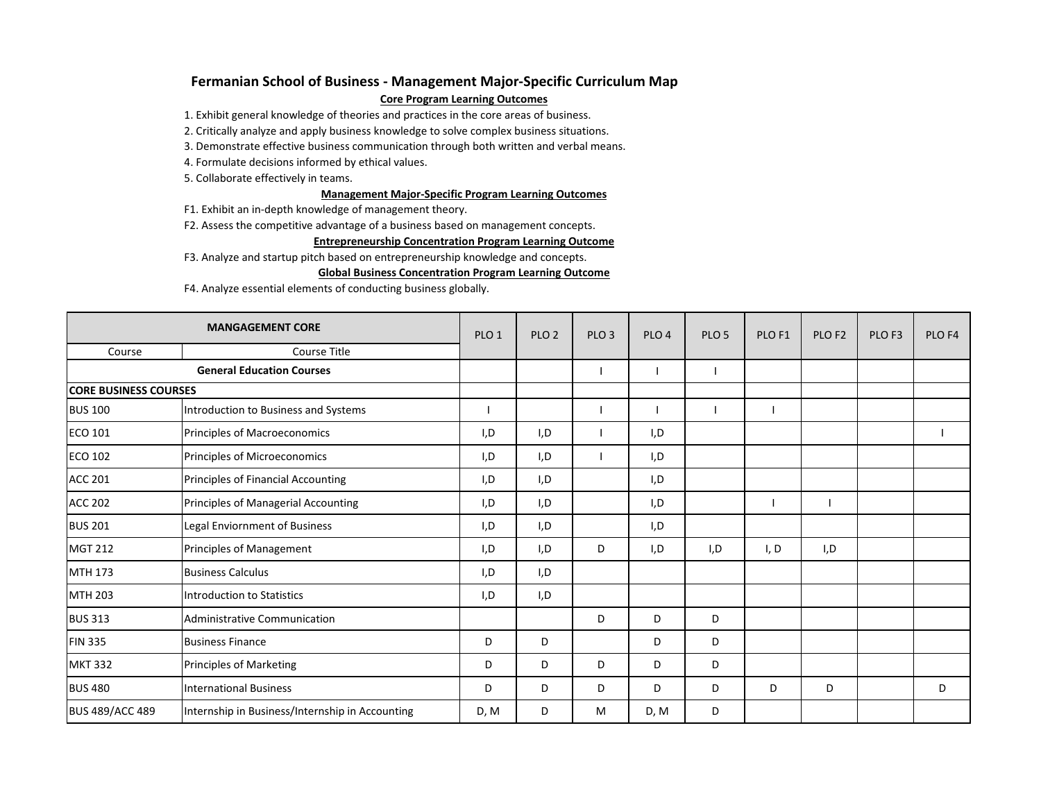# Fermanian School of Business - Management Major-Specific Curriculum Map

**Core Program Learning Outcomes**

1. Exhibit general knowledge of theories and practices in the core areas of business.
2. Critically analyze and apply business knowledge to solve complex business situations.
3. Demonstrate effective business communication through both written and verbal means.
4. Formulate decisions informed by ethical values.
5. Collaborate effectively in teams.

**Management Major-Specific Program Learning Outcomes**

F1. Exhibit an in-depth knowledge of management theory.
F2. Assess the competitive advantage of a business based on management concepts.

**Entrepreneurship Concentration Program Learning Outcome**

F3. Analyze and startup pitch based on entrepreneurship knowledge and concepts.

**Global Business Concentration Program Learning Outcome**

F4. Analyze essential elements of conducting business globally.

| MANGAGEMENT CORE | | PLO 1 | PLO 2 | PLO 3 | PLO 4 | PLO 5 | PLO F1 | PLO F2 | PLO F3 | PLO F4 |
|---|---|---|---|---|---|---|---|---|---|---|
| Course | Course Title | | | | | | | | | |
| | **General Education Courses** | | | I | I | I | | | | |
| **CORE BUSINESS COURSES** | | | | | | | | | | |
| BUS 100 | Introduction to Business and Systems | I | | I | I | I | I | | | |
| ECO 101 | Principles of Macroeconomics | I,D | I,D | I | I,D | | | | | I |
| ECO 102 | Principles of Microeconomics | I,D | I,D | I | I,D | | | | | |
| ACC 201 | Principles of Financial Accounting | I,D | I,D | | I,D | | | | | |
| ACC 202 | Principles of Managerial Accounting | I,D | I,D | | I,D | | I | I | | |
| BUS 201 | Legal Enviornment of Business | I,D | I,D | | I,D | | | | | |
| MGT 212 | Principles of Management | I,D | I,D | D | I,D | I,D | I, D | I,D | | |
| MTH 173 | Business Calculus | I,D | I,D | | | | | | | |
| MTH 203 | Introduction to Statistics | I,D | I,D | | | | | | | |
| BUS 313 | Administrative Communication | | | D | D | D | | | | |
| FIN 335 | Business Finance | D | D | | D | D | | | | |
| MKT 332 | Principles of Marketing | D | D | D | D | D | | | | |
| BUS 480 | International Business | D | D | D | D | D | D | D | | D |
| BUS 489/ACC 489 | Internship in Business/Internship in Accounting | D, M | D | M | D, M | D | | | | |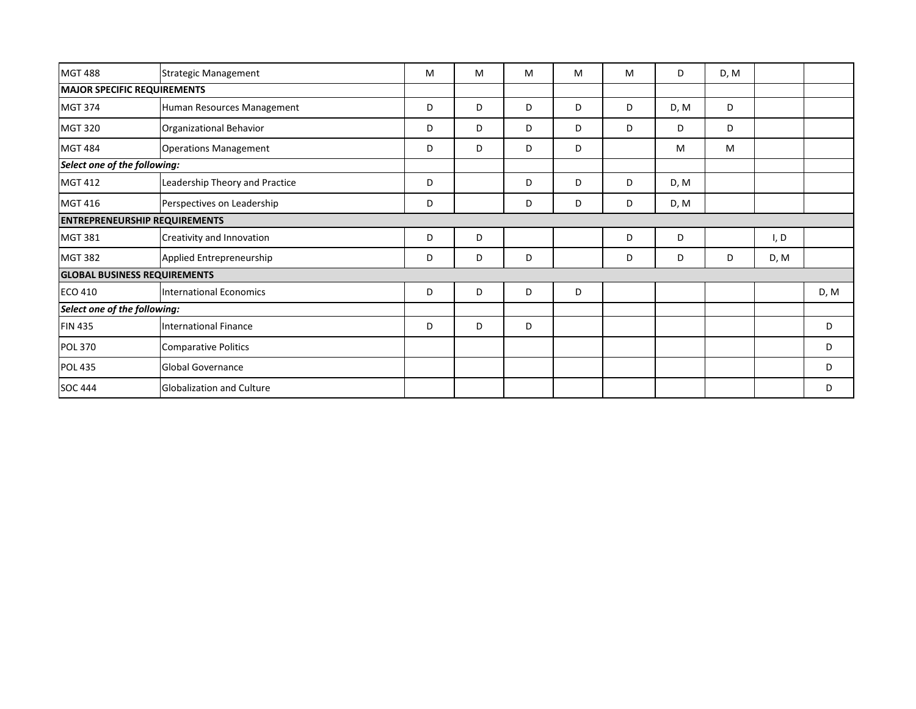| | | | | | | | | | | |
|---|---|---|---|---|---|---|---|---|---|---|
| MGT 488 | Strategic Management | M | M | M | M | M | D | D, M | | |
| **MAJOR SPECIFIC REQUIREMENTS** | | | | | | | | | | |
| MGT 374 | Human Resources Management | D | D | D | D | D | D, M | D | | |
| MGT 320 | Organizational Behavior | D | D | D | D | D | D | D | | |
| MGT 484 | Operations Management | D | D | D | D | | M | M | | |
| ***Select one of the following:*** | | | | | | | | | | |
| MGT 412 | Leadership Theory and Practice | D | | D | D | D | D, M | | | |
| MGT 416 | Perspectives on Leadership | D | | D | D | D | D, M | | | |
| **ENTREPRENEURSHIP REQUIREMENTS** | | | | | | | | | | |
| MGT 381 | Creativity and Innovation | D | D | | | D | D | | I, D | |
| MGT 382 | Applied Entrepreneurship | D | D | D | | D | D | D | D, M | |
| **GLOBAL BUSINESS REQUIREMENTS** | | | | | | | | | | |
| ECO 410 | International Economics | D | D | D | D | | | | | D, M |
| ***Select one of the following:*** | | | | | | | | | | |
| FIN 435 | International Finance | D | D | D | | | | | | D |
| POL 370 | Comparative Politics | | | | | | | | | D |
| POL 435 | Global Governance | | | | | | | | | D |
| SOC 444 | Globalization and Culture | | | | | | | | | D |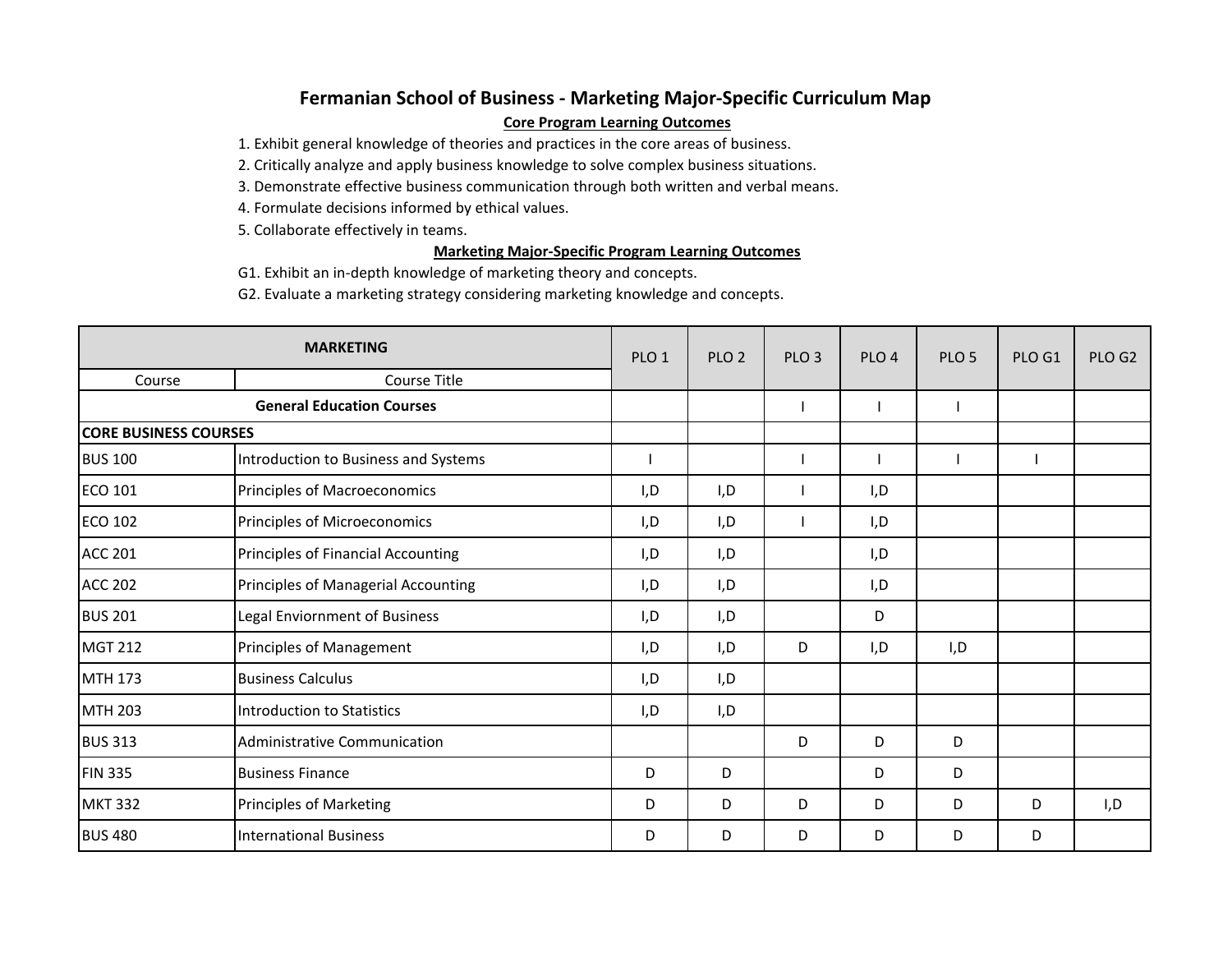## Fermanian School of Business - Marketing Major-Specific Curriculum Map

**Core Program Learning Outcomes**

1. Exhibit general knowledge of theories and practices in the core areas of business.
2. Critically analyze and apply business knowledge to solve complex business situations.
3. Demonstrate effective business communication through both written and verbal means.
4. Formulate decisions informed by ethical values.
5. Collaborate effectively in teams.

**Marketing Major-Specific Program Learning Outcomes**

G1. Exhibit an in-depth knowledge of marketing theory and concepts.
G2. Evaluate a marketing strategy considering marketing knowledge and concepts.

| MARKETING | | PLO 1 | PLO 2 | PLO 3 | PLO 4 | PLO 5 | PLO G1 | PLO G2 |
|---|---|---|---|---|---|---|---|---|
| Course | Course Title | | | | | | | |
| **General Education Courses** | | | | I | I | I | | |
| **CORE BUSINESS COURSES** | | | | | | | | |
| BUS 100 | Introduction to Business and Systems | I | | I | I | I | I | |
| ECO 101 | Principles of Macroeconomics | I,D | I,D | I | I,D | | | |
| ECO 102 | Principles of Microeconomics | I,D | I,D | I | I,D | | | |
| ACC 201 | Principles of Financial Accounting | I,D | I,D | | I,D | | | |
| ACC 202 | Principles of Managerial Accounting | I,D | I,D | | I,D | | | |
| BUS 201 | Legal Enviornment of Business | I,D | I,D | | D | | | |
| MGT 212 | Principles of Management | I,D | I,D | D | I,D | I,D | | |
| MTH 173 | Business Calculus | I,D | I,D | | | | | |
| MTH 203 | Introduction to Statistics | I,D | I,D | | | | | |
| BUS 313 | Administrative Communication | | | D | D | D | | |
| FIN 335 | Business Finance | D | D | | D | D | | |
| MKT 332 | Principles of Marketing | D | D | D | D | D | D | I,D |
| BUS 480 | International Business | D | D | D | D | D | D | |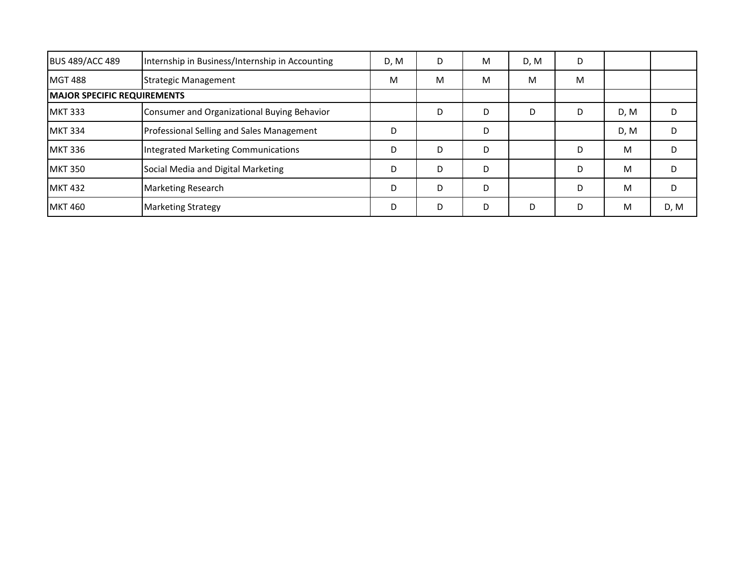| | | | | | | | | |
|---|---|---|---|---|---|---|---|---|
| BUS 489/ACC 489 | Internship in Business/Internship in Accounting | D, M | D | M | D, M | D | | |
| MGT 488 | Strategic Management | M | M | M | M | M | | |
| **MAJOR SPECIFIC REQUIREMENTS** | | | | | | | | |
| MKT 333 | Consumer and Organizational Buying Behavior | | D | D | D | D | D, M | D |
| MKT 334 | Professional Selling and Sales Management | D | | D | | | D, M | D |
| MKT 336 | Integrated Marketing Communications | D | D | D | | D | M | D |
| MKT 350 | Social Media and Digital Marketing | D | D | D | | D | M | D |
| MKT 432 | Marketing Research | D | D | D | | D | M | D |
| MKT 460 | Marketing Strategy | D | D | D | D | D | M | D, M |